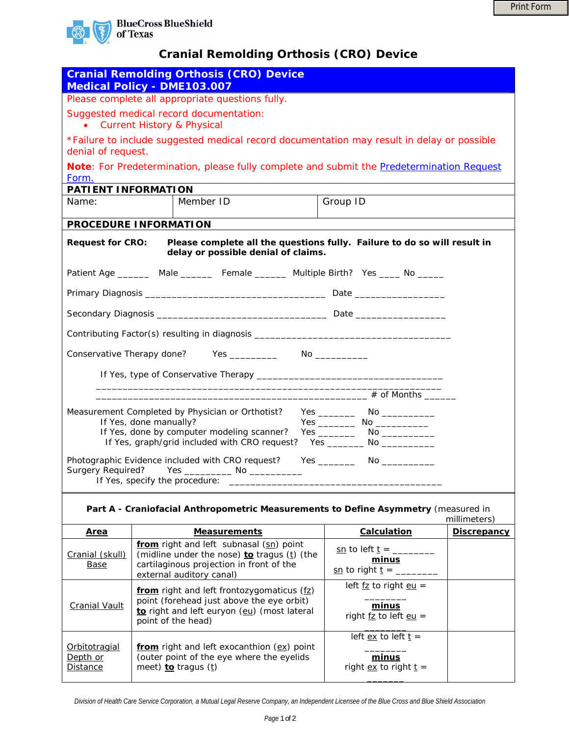BlueCross BlueShield of Texas

# Cranial Remolding Orthosis (CRO) Device

## Cranial Remolding Orthosis (CRO) Device Medical Policy - DME103.007

Please complete all appropriate questions fully.

Suggested medical record documentation:

- Current History & Physical

*Failure to include suggested medical record documentation may result in delay or possible denial of request.

**Note**: For Predetermination, please fully complete and submit the Predetermination Request Form.

### PATIENT INFORMATION

| Name: | Member ID | Group ID |
|---|---|---|
| | | |

### PROCEDURE INFORMATION

**Request for CRO:** **Please complete all the questions fully. Failure to do so will result in delay or possible denial of claims.**

Patient Age ______ Male ______ Female ______ Multiple Birth? Yes ____ No _____

Primary Diagnosis __________________________________ Date ________________

Secondary Diagnosis _______________________________ Date ________________

Contributing Factor(s) resulting in diagnosis _____________________________________

Conservative Therapy done? Yes _________ No __________

If Yes, type of Conservative Therapy __________________________________
_______________________________________________________________
__________________________________________________ # of Months ______

Measurement Completed by Physician or Orthotist? Yes _______ No __________
If Yes, done manually? Yes _______ No __________
If Yes, done by computer modeling scanner? Yes _______ No __________
If Yes, graph/grid included with CRO request? Yes _______ No __________

Photographic Evidence included with CRO request? Yes _______ No __________
Surgery Required? Yes _________ No __________
If Yes, specify the procedure: ________________________________________

**Part A - Craniofacial Anthropometric Measurements to Define Asymmetry** (measured in millimeters)

| Area | Measurements | Calculation | Discrepancy |
|---|---|---|---|
| Cranial (skull) Base | **from** right and left subnasal (sn) point (midline under the nose) **to** tragus (t) (the cartilaginous projection in front of the external auditory canal) | sn to left t = ________ **minus** sn to right t = ________ | |
| Cranial Vault | **from** right and left frontozygomaticus (fz) point (forehead just above the eye orbit) **to** right and left euryon (eu) (most lateral point of the head) | left fz to right eu = ________ **minus** right fz to left eu = ________ | |
| Orbitotragial Depth or Distance | **from** right and left exocanthion (ex) point (outer point of the eye where the eyelids meet) **to** tragus (t) | left ex to left t = ________ **minus** right ex to right t = _______ | |

*Division of Health Care Service Corporation, a Mutual Legal Reserve Company, an Independent Licensee of the Blue Cross and Blue Shield Association*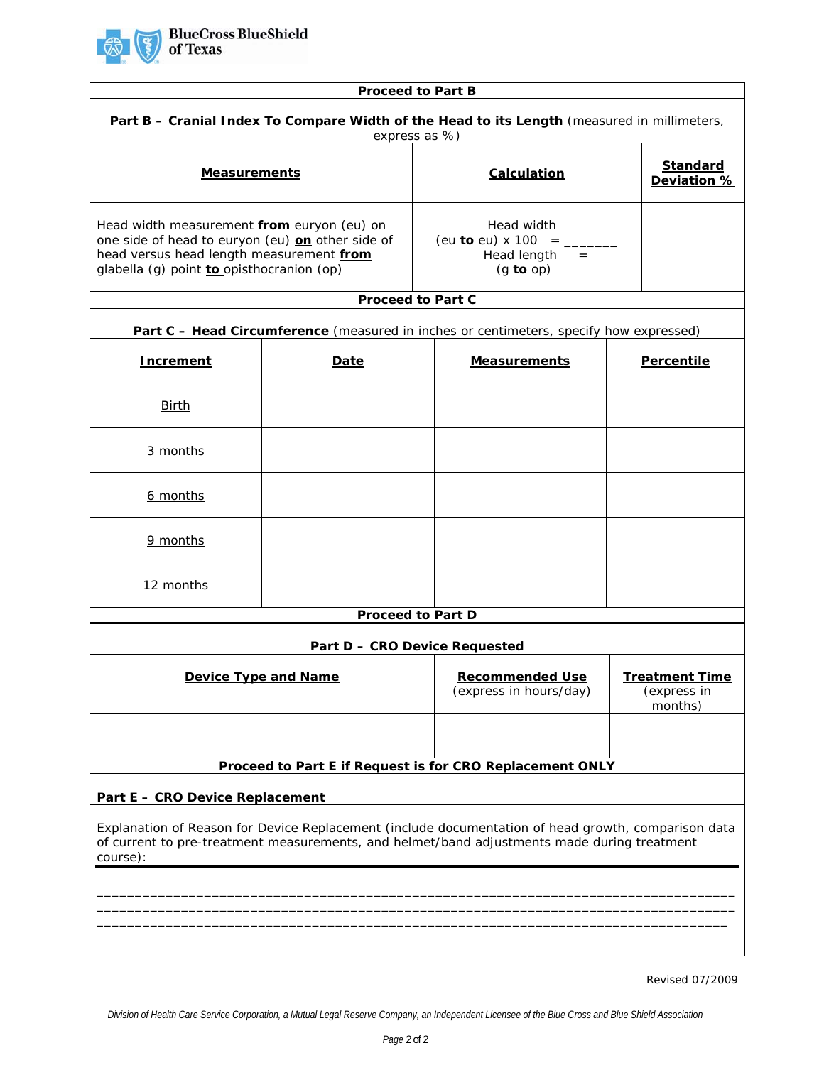BlueCross BlueShield of Texas

**Proceed to Part B**

**Part B – Cranial Index To Compare Width of the Head to its Length** (measured in millimeters, express as %)

| **Measurements** | **Calculation** | **Standard Deviation %** |
|---|---|---|
| Head width measurement **from** euryon (eu) on one side of head to euryon (eu) **on** other side of head versus head length measurement **from** glabella (g) point **to** opisthocranion (op) | Head width (eu **to** eu) x 100 = _______ <br> Head length = <br> (g **to** op) | |

**Proceed to Part C**

**Part C – Head Circumference** (measured in inches or centimeters, specify how expressed)

| **Increment** | **Date** | **Measurements** | **Percentile** |
|---|---|---|---|
| Birth | | | |
| 3 months | | | |
| 6 months | | | |
| 9 months | | | |
| 12 months | | | |

**Proceed to Part D**

**Part D – CRO Device Requested**

| **Device Type and Name** | **Recommended Use** (express in hours/day) | **Treatment Time** (express in months) |
|---|---|---|
| | | |

**Proceed to Part E if Request is for CRO Replacement ONLY**

**Part E – CRO Device Replacement**

Explanation of Reason for Device Replacement (include documentation of head growth, comparison data of current to pre-treatment measurements, and helmet/band adjustments made during treatment course):

_____________________________________________________________________________________
_____________________________________________________________________________________
_____________________________________________________________________________________

Revised 07/2009

*Division of Health Care Service Corporation, a Mutual Legal Reserve Company, an Independent Licensee of the Blue Cross and Blue Shield Association*